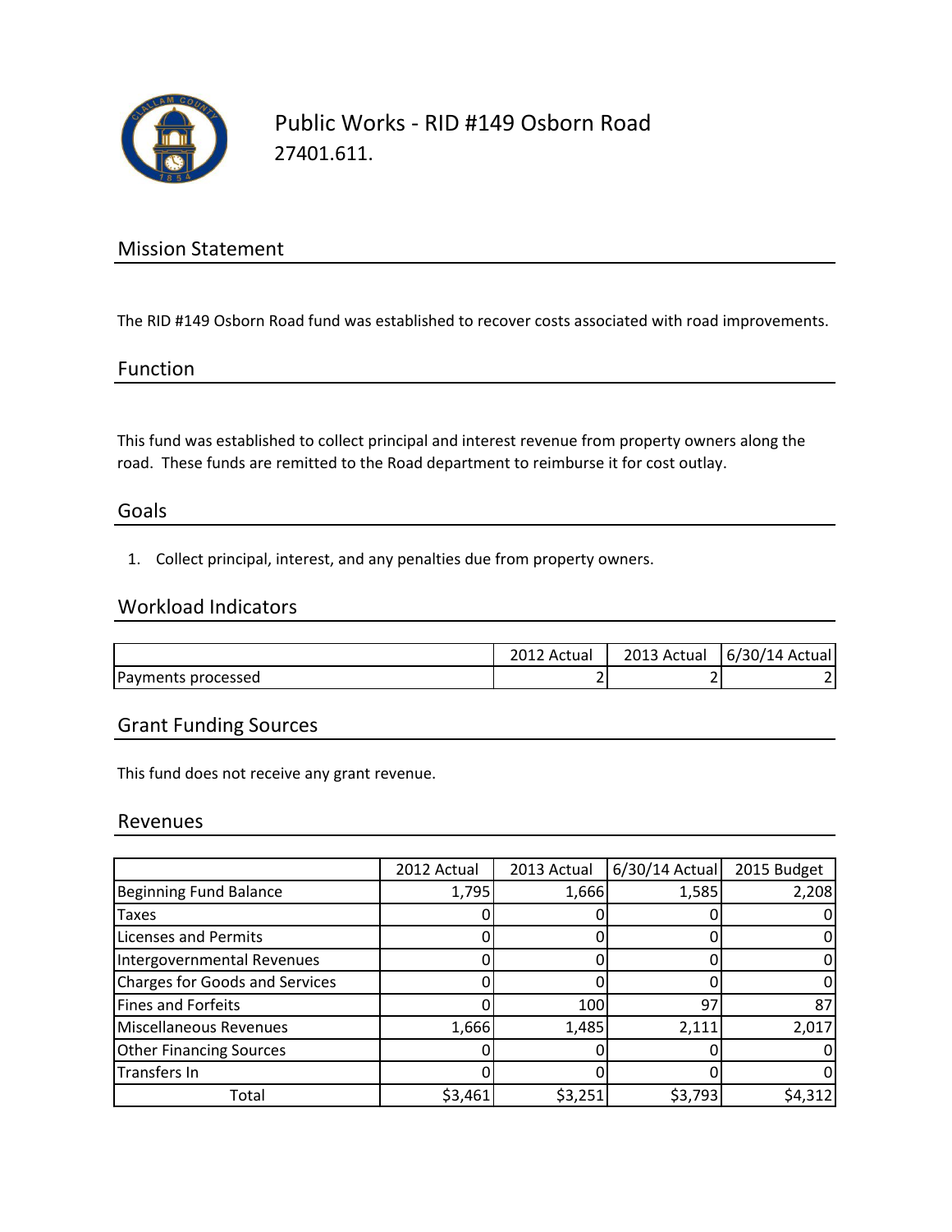# Public Works - RID #149 Osborn Road

27401.611.

## Mission Statement

The RID #149 Osborn Road fund was established to recover costs associated with road improvements.

## Function

This fund was established to collect principal and interest revenue from property owners along the road. These funds are remitted to the Road department to reimburse it for cost outlay.

## Goals

1. Collect principal, interest, and any penalties due from property owners.

## Workload Indicators

| | 2012 Actual | 2013 Actual | 6/30/14 Actual |
|---|---|---|---|
| Payments processed | 2 | 2 | 2 |

## Grant Funding Sources

This fund does not receive any grant revenue.

## Revenues

| | 2012 Actual | 2013 Actual | 6/30/14 Actual | 2015 Budget |
|---|---|---|---|---|
| Beginning Fund Balance | 1,795 | 1,666 | 1,585 | 2,208 |
| Taxes | 0 | 0 | 0 | 0 |
| Licenses and Permits | 0 | 0 | 0 | 0 |
| Intergovernmental Revenues | 0 | 0 | 0 | 0 |
| Charges for Goods and Services | 0 | 0 | 0 | 0 |
| Fines and Forfeits | 0 | 100 | 97 | 87 |
| Miscellaneous Revenues | 1,666 | 1,485 | 2,111 | 2,017 |
| Other Financing Sources | 0 | 0 | 0 | 0 |
| Transfers In | 0 | 0 | 0 | 0 |
| Total | $3,461 | $3,251 | $3,793 | $4,312 |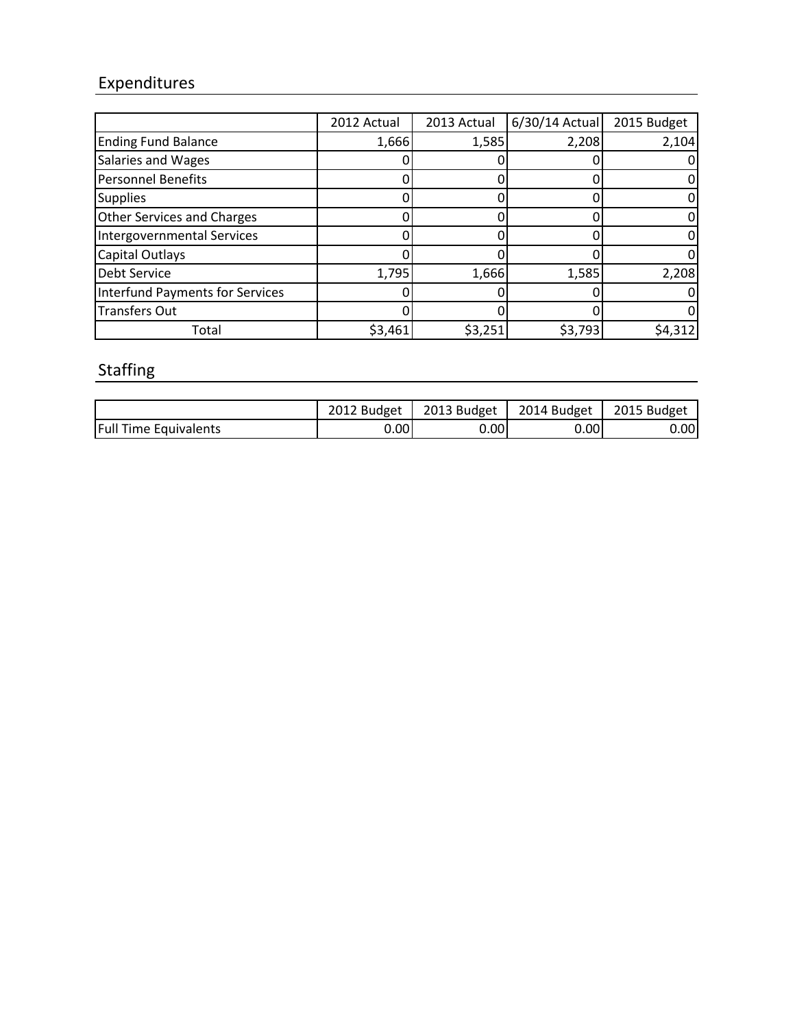## Expenditures

| | 2012 Actual | 2013 Actual | 6/30/14 Actual | 2015 Budget |
|---|---|---|---|---|
| Ending Fund Balance | 1,666 | 1,585 | 2,208 | 2,104 |
| Salaries and Wages | 0 | 0 | 0 | 0 |
| Personnel Benefits | 0 | 0 | 0 | 0 |
| Supplies | 0 | 0 | 0 | 0 |
| Other Services and Charges | 0 | 0 | 0 | 0 |
| Intergovernmental Services | 0 | 0 | 0 | 0 |
| Capital Outlays | 0 | 0 | 0 | 0 |
| Debt Service | 1,795 | 1,666 | 1,585 | 2,208 |
| Interfund Payments for Services | 0 | 0 | 0 | 0 |
| Transfers Out | 0 | 0 | 0 | 0 |
| Total | $3,461 | $3,251 | $3,793 | $4,312 |

## Staffing

| | 2012 Budget | 2013 Budget | 2014 Budget | 2015 Budget |
|---|---|---|---|---|
| Full Time Equivalents | 0.00 | 0.00 | 0.00 | 0.00 |